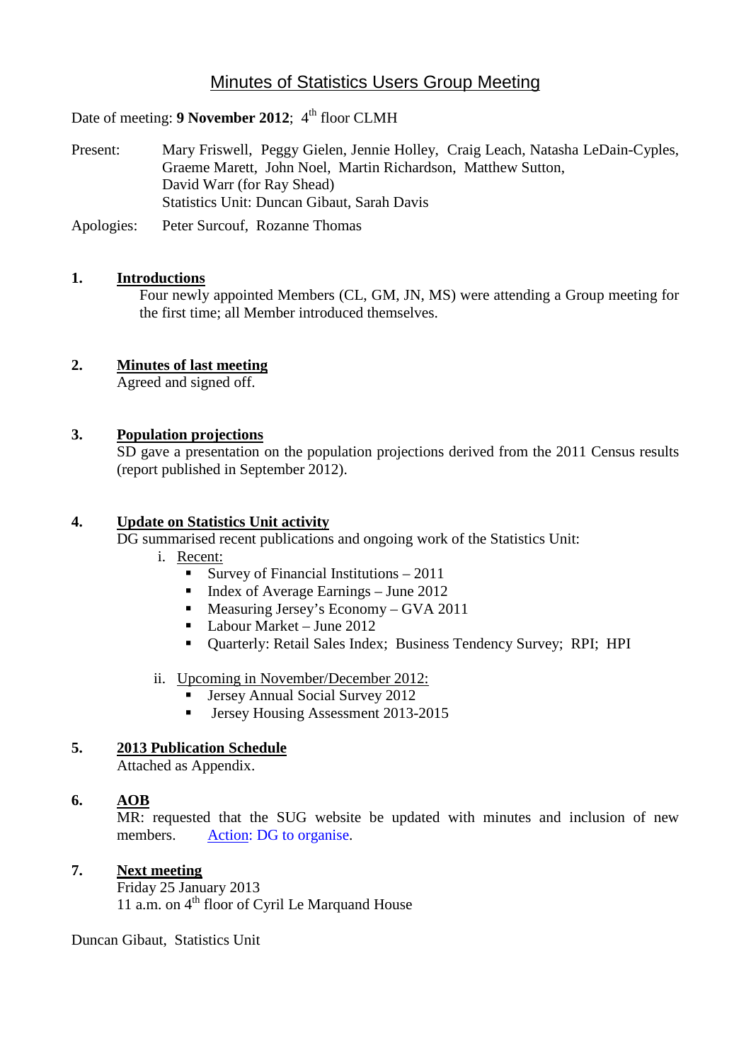# Minutes of Statistics Users Group Meeting

Date of meeting: **9 November 2012**; 4th floor CLMH

Present: Mary Friswell, Peggy Gielen, Jennie Holley, Craig Leach, Natasha LeDain-Cyples, Graeme Marett, John Noel, Martin Richardson, Matthew Sutton, David Warr (for Ray Shead)
Statistics Unit: Duncan Gibaut, Sarah Davis

Apologies: Peter Surcouf, Rozanne Thomas

**1. Introductions**

Four newly appointed Members (CL, GM, JN, MS) were attending a Group meeting for the first time; all Member introduced themselves.

**2. Minutes of last meeting**

Agreed and signed off.

**3. Population projections**

SD gave a presentation on the population projections derived from the 2011 Census results (report published in September 2012).

**4. Update on Statistics Unit activity**

DG summarised recent publications and ongoing work of the Statistics Unit:

i. Recent:
- Survey of Financial Institutions – 2011
- Index of Average Earnings – June 2012
- Measuring Jersey's Economy – GVA 2011
- Labour Market – June 2012
- Quarterly: Retail Sales Index; Business Tendency Survey; RPI; HPI

ii. Upcoming in November/December 2012:
- Jersey Annual Social Survey 2012
- Jersey Housing Assessment 2013-2015

**5. 2013 Publication Schedule**

Attached as Appendix.

**6. AOB**

MR: requested that the SUG website be updated with minutes and inclusion of new members. Action: DG to organise.

**7. Next meeting**

Friday 25 January 2013
11 a.m. on 4th floor of Cyril Le Marquand House

Duncan Gibaut, Statistics Unit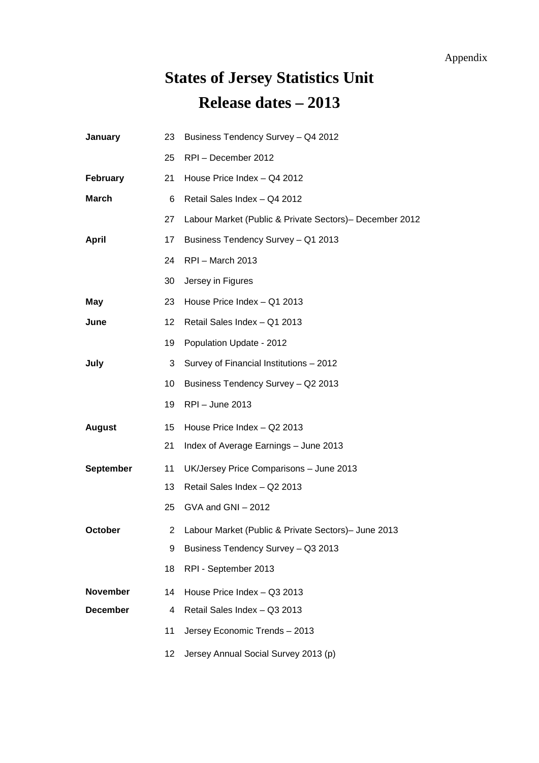Appendix

# States of Jersey Statistics Unit
# Release dates – 2013

| | | |
|---|---|---|
| **January** | 23 | Business Tendency Survey – Q4 2012 |
| | 25 | RPI – December 2012 |
| **February** | 21 | House Price Index – Q4 2012 |
| **March** | 6 | Retail Sales Index – Q4 2012 |
| | 27 | Labour Market (Public & Private Sectors)– December 2012 |
| **April** | 17 | Business Tendency Survey – Q1 2013 |
| | 24 | RPI – March 2013 |
| | 30 | Jersey in Figures |
| **May** | 23 | House Price Index – Q1 2013 |
| **June** | 12 | Retail Sales Index – Q1 2013 |
| | 19 | Population Update - 2012 |
| **July** | 3 | Survey of Financial Institutions – 2012 |
| | 10 | Business Tendency Survey – Q2 2013 |
| | 19 | RPI – June 2013 |
| **August** | 15 | House Price Index – Q2 2013 |
| | 21 | Index of Average Earnings – June 2013 |
| **September** | 11 | UK/Jersey Price Comparisons – June 2013 |
| | 13 | Retail Sales Index – Q2 2013 |
| | 25 | GVA and GNI – 2012 |
| **October** | 2 | Labour Market (Public & Private Sectors)– June 2013 |
| | 9 | Business Tendency Survey – Q3 2013 |
| | 18 | RPI - September 2013 |
| **November** | 14 | House Price Index – Q3 2013 |
| **December** | 4 | Retail Sales Index – Q3 2013 |
| | 11 | Jersey Economic Trends – 2013 |
| | 12 | Jersey Annual Social Survey 2013 (p) |